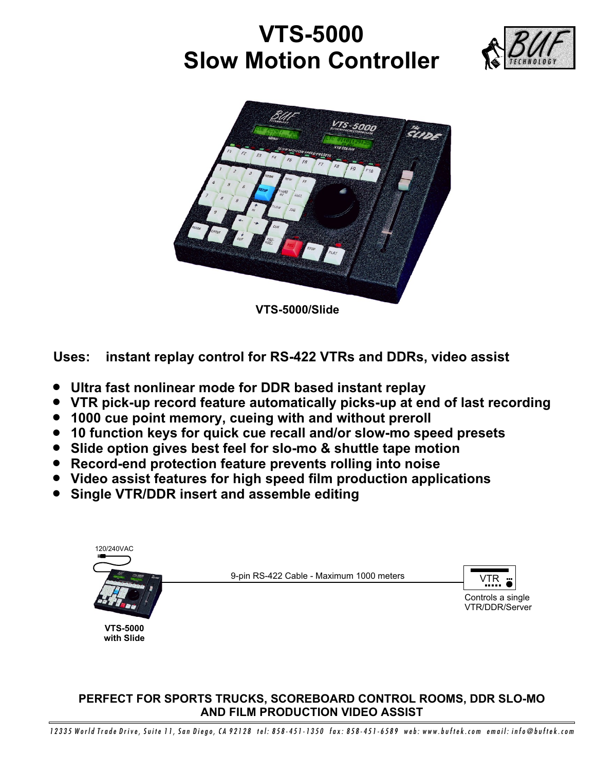# VTS-5000
# Slow Motion Controller

VTS-5000/Slide

**Uses: instant replay control for RS-422 VTRs and DDRs, video assist**

- **Ultra fast nonlinear mode for DDR based instant replay**
- **VTR pick-up record feature automatically picks-up at end of last recording**
- **1000 cue point memory, cueing with and without preroll**
- **10 function keys for quick cue recall and/or slow-mo speed presets**
- **Slide option gives best feel for slo-mo & shuttle tape motion**
- **Record-end protection feature prevents rolling into noise**
- **Video assist features for high speed film production applications**
- **Single VTR/DDR insert and assemble editing**

120/240VAC

9-pin RS-422 Cable - Maximum 1000 meters

VTR

Controls a single VTR/DDR/Server

**VTS-5000 with Slide**

**PERFECT FOR SPORTS TRUCKS, SCOREBOARD CONTROL ROOMS, DDR SLO-MO AND FILM PRODUCTION VIDEO ASSIST**

12335 World Trade Drive, Suite 11, San Diego, CA 92128 tel: 858-451-1350 fax: 858-451-6589 web: www.buftek.com email: info@buftek.com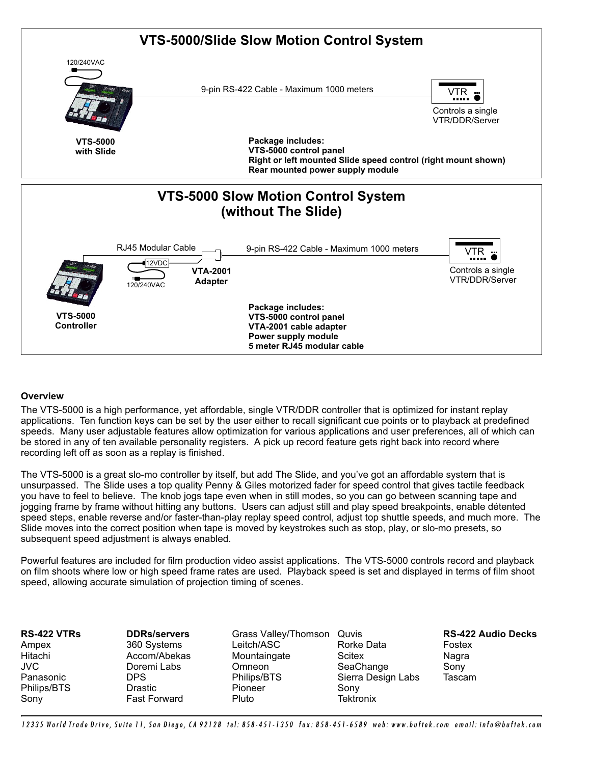## VTS-5000/Slide Slow Motion Control System

120/240VAC

9-pin RS-422 Cable - Maximum 1000 meters

VTR

Controls a single VTR/DDR/Server

**VTS-5000 with Slide**

**Package includes:**
**VTS-5000 control panel**
**Right or left mounted Slide speed control (right mount shown)**
**Rear mounted power supply module**

## VTS-5000 Slow Motion Control System (without The Slide)

RJ45 Modular Cable

12VDC

120/240VAC

**VTA-2001 Adapter**

9-pin RS-422 Cable - Maximum 1000 meters

VTR

Controls a single VTR/DDR/Server

**VTS-5000 Controller**

**Package includes:**
**VTS-5000 control panel**
**VTA-2001 cable adapter**
**Power supply module**
**5 meter RJ45 modular cable**

### Overview

The VTS-5000 is a high performance, yet affordable, single VTR/DDR controller that is optimized for instant replay applications. Ten function keys can be set by the user either to recall significant cue points or to playback at predefined speeds. Many user adjustable features allow optimization for various applications and user preferences, all of which can be stored in any of ten available personality registers. A pick up record feature gets right back into record where recording left off as soon as a replay is finished.

The VTS-5000 is a great slo-mo controller by itself, but add The Slide, and you've got an affordable system that is unsurpassed. The Slide uses a top quality Penny & Giles motorized fader for speed control that gives tactile feedback you have to feel to believe. The knob jogs tape even when in still modes, so you can go between scanning tape and jogging frame by frame without hitting any buttons. Users can adjust still and play speed breakpoints, enable détented speed steps, enable reverse and/or faster-than-play replay speed control, adjust top shuttle speeds, and much more. The Slide moves into the correct position when tape is moved by keystrokes such as stop, play, or slo-mo presets, so subsequent speed adjustment is always enabled.

Powerful features are included for film production video assist applications. The VTS-5000 controls record and playback on film shoots where low or high speed frame rates are used. Playback speed is set and displayed in terms of film shoot speed, allowing accurate simulation of projection timing of scenes.

**RS-422 VTRs**
- Ampex
- Hitachi
- JVC
- Panasonic
- Philips/BTS
- Sony

**DDRs/servers**
- 360 Systems
- Accom/Abekas
- Doremi Labs
- DPS
- Drastic
- Fast Forward
- Grass Valley/Thomson
- Leitch/ASC
- Mountaingate
- Omneon
- Philips/BTS
- Pioneer
- Pluto
- Quvis
- Rorke Data
- Scitex
- SeaChange
- Sierra Design Labs
- Sony
- Tektronix

**RS-422 Audio Decks**
- Fostex
- Nagra
- Sony
- Tascam

*12335 World Trade Drive, Suite 11, San Diego, CA 92128 tel: 858-451-1350 fax: 858-451-6589 web: www.buftek.com email: info@buftek.com*